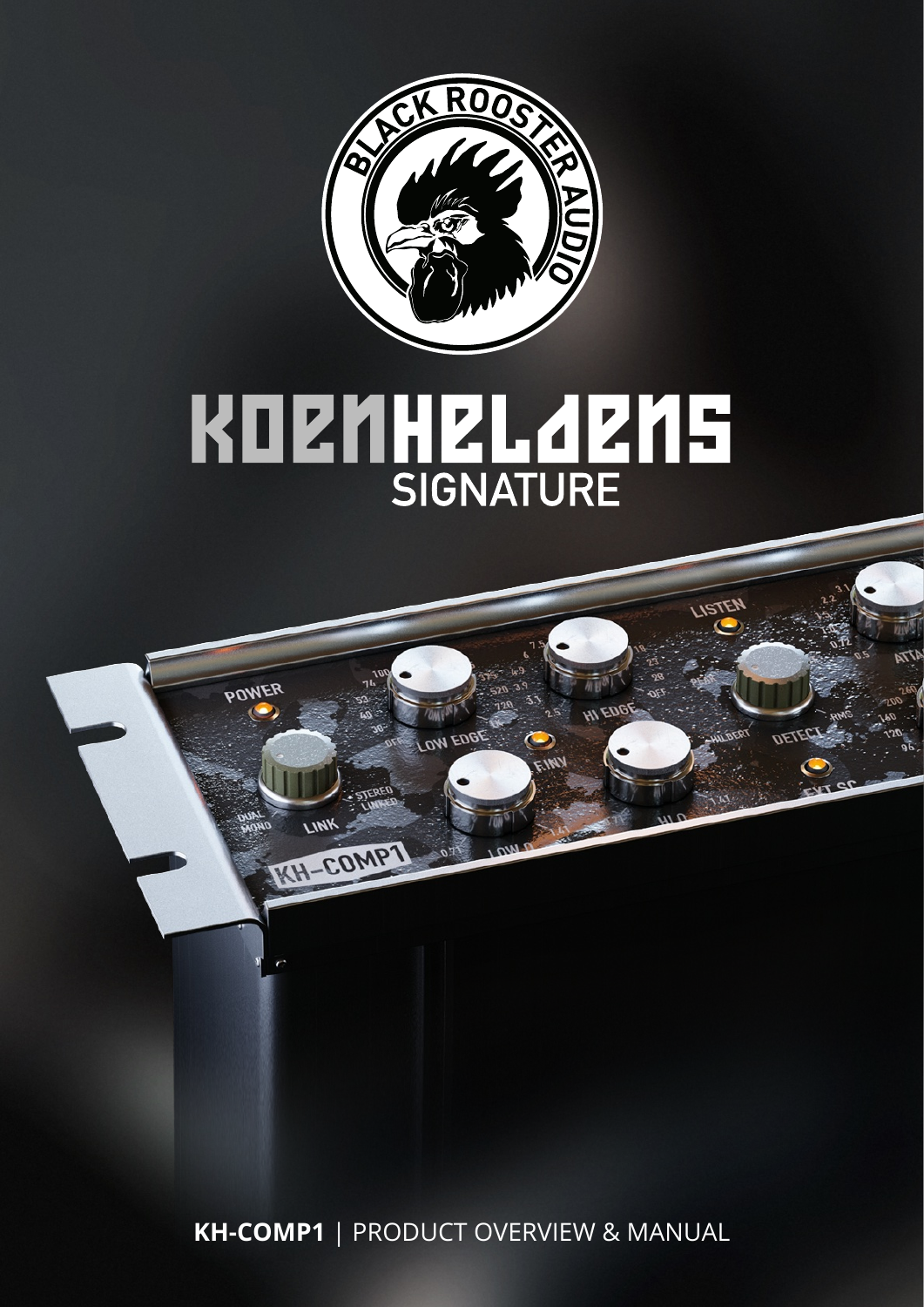# KOENHELDENS SIGNATURE

**KH-COMP1** | PRODUCT OVERVIEW & MANUAL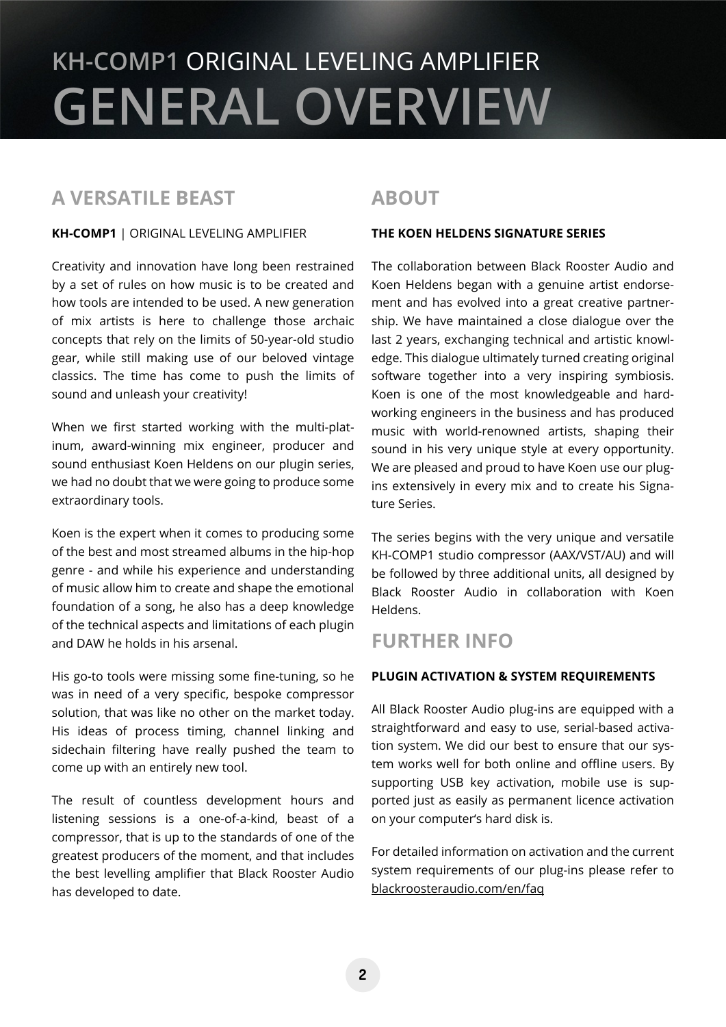# KH-COMP1 ORIGINAL LEVELING AMPLIFIER
# GENERAL OVERVIEW

## A VERSATILE BEAST

**KH-COMP1** | ORIGINAL LEVELING AMPLIFIER

Creativity and innovation have long been restrained by a set of rules on how music is to be created and how tools are intended to be used. A new generation of mix artists is here to challenge those archaic concepts that rely on the limits of 50-year-old studio gear, while still making use of our beloved vintage classics. The time has come to push the limits of sound and unleash your creativity!

When we first started working with the multi-platinum, award-winning mix engineer, producer and sound enthusiast Koen Heldens on our plugin series, we had no doubt that we were going to produce some extraordinary tools.

Koen is the expert when it comes to producing some of the best and most streamed albums in the hip-hop genre - and while his experience and understanding of music allow him to create and shape the emotional foundation of a song, he also has a deep knowledge of the technical aspects and limitations of each plugin and DAW he holds in his arsenal.

His go-to tools were missing some fine-tuning, so he was in need of a very specific, bespoke compressor solution, that was like no other on the market today. His ideas of process timing, channel linking and sidechain filtering have really pushed the team to come up with an entirely new tool.

The result of countless development hours and listening sessions is a one-of-a-kind, beast of a compressor, that is up to the standards of one of the greatest producers of the moment, and that includes the best levelling amplifier that Black Rooster Audio has developed to date.

## ABOUT

**THE KOEN HELDENS SIGNATURE SERIES**

The collaboration between Black Rooster Audio and Koen Heldens began with a genuine artist endorsement and has evolved into a great creative partnership. We have maintained a close dialogue over the last 2 years, exchanging technical and artistic knowledge. This dialogue ultimately turned creating original software together into a very inspiring symbiosis. Koen is one of the most knowledgeable and hardworking engineers in the business and has produced music with world-renowned artists, shaping their sound in his very unique style at every opportunity. We are pleased and proud to have Koen use our plugins extensively in every mix and to create his Signature Series.

The series begins with the very unique and versatile KH-COMP1 studio compressor (AAX/VST/AU) and will be followed by three additional units, all designed by Black Rooster Audio in collaboration with Koen Heldens.

## FURTHER INFO

**PLUGIN ACTIVATION & SYSTEM REQUIREMENTS**

All Black Rooster Audio plug-ins are equipped with a straightforward and easy to use, serial-based activation system. We did our best to ensure that our system works well for both online and offline users. By supporting USB key activation, mobile use is supported just as easily as permanent licence activation on your computer's hard disk is.

For detailed information on activation and the current system requirements of our plug-ins please refer to blackroosteraudio.com/en/faq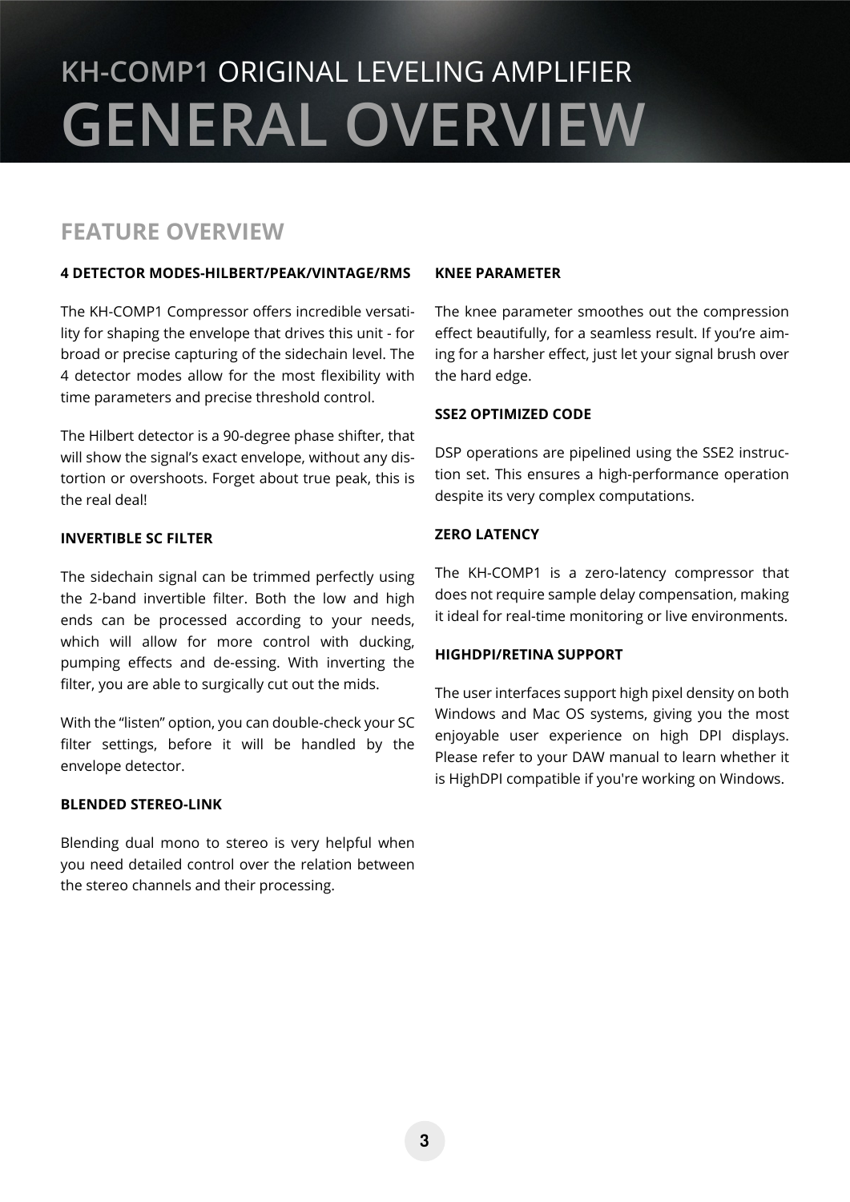# KH-COMP1 ORIGINAL LEVELING AMPLIFIER
# GENERAL OVERVIEW

## FEATURE OVERVIEW

### 4 DETECTOR MODES-HILBERT/PEAK/VINTAGE/RMS

The KH-COMP1 Compressor offers incredible versatility for shaping the envelope that drives this unit - for broad or precise capturing of the sidechain level. The 4 detector modes allow for the most flexibility with time parameters and precise threshold control.

The Hilbert detector is a 90-degree phase shifter, that will show the signal's exact envelope, without any distortion or overshoots. Forget about true peak, this is the real deal!

### INVERTIBLE SC FILTER

The sidechain signal can be trimmed perfectly using the 2-band invertible filter. Both the low and high ends can be processed according to your needs, which will allow for more control with ducking, pumping effects and de-essing. With inverting the filter, you are able to surgically cut out the mids.

With the "listen" option, you can double-check your SC filter settings, before it will be handled by the envelope detector.

### BLENDED STEREO-LINK

Blending dual mono to stereo is very helpful when you need detailed control over the relation between the stereo channels and their processing.

### KNEE PARAMETER

The knee parameter smoothes out the compression effect beautifully, for a seamless result. If you're aiming for a harsher effect, just let your signal brush over the hard edge.

### SSE2 OPTIMIZED CODE

DSP operations are pipelined using the SSE2 instruction set. This ensures a high-performance operation despite its very complex computations.

### ZERO LATENCY

The KH-COMP1 is a zero-latency compressor that does not require sample delay compensation, making it ideal for real-time monitoring or live environments.

### HIGHDPI/RETINA SUPPORT

The user interfaces support high pixel density on both Windows and Mac OS systems, giving you the most enjoyable user experience on high DPI displays. Please refer to your DAW manual to learn whether it is HighDPI compatible if you're working on Windows.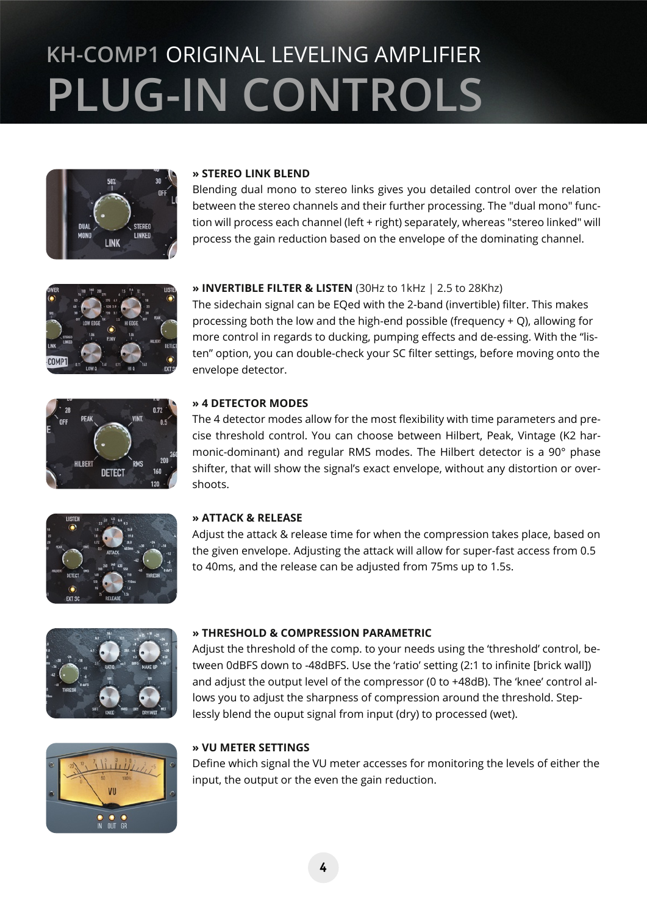# KH-COMP1 ORIGINAL LEVELING AMPLIFIER
# PLUG-IN CONTROLS

**» STEREO LINK BLEND**
Blending dual mono to stereo links gives you detailed control over the relation between the stereo channels and their further processing. The "dual mono" function will process each channel (left + right) separately, whereas "stereo linked" will process the gain reduction based on the envelope of the dominating channel.

**» INVERTIBLE FILTER & LISTEN** (30Hz to 1kHz | 2.5 to 28Khz)
The sidechain signal can be EQed with the 2-band (invertible) filter. This makes processing both the low and the high-end possible (frequency + Q), allowing for more control in regards to ducking, pumping effects and de-essing. With the "listen" option, you can double-check your SC filter settings, before moving onto the envelope detector.

**» 4 DETECTOR MODES**
The 4 detector modes allow for the most flexibility with time parameters and precise threshold control. You can choose between Hilbert, Peak, Vintage (K2 harmonic-dominant) and regular RMS modes. The Hilbert detector is a 90° phase shifter, that will show the signal's exact envelope, without any distortion or overshoots.

**» ATTACK & RELEASE**
Adjust the attack & release time for when the compression takes place, based on the given envelope. Adjusting the attack will allow for super-fast access from 0.5 to 40ms, and the release can be adjusted from 75ms up to 1.5s.

**» THRESHOLD & COMPRESSION PARAMETRIC**
Adjust the threshold of the comp. to your needs using the 'threshold' control, between 0dBFS down to -48dBFS. Use the 'ratio' setting (2:1 to infinite [brick wall]) and adjust the output level of the compressor (0 to +48dB). The 'knee' control allows you to adjust the sharpness of compression around the threshold. Steplessly blend the ouput signal from input (dry) to processed (wet).

**» VU METER SETTINGS**
Define which signal the VU meter accesses for monitoring the levels of either the input, the output or the even the gain reduction.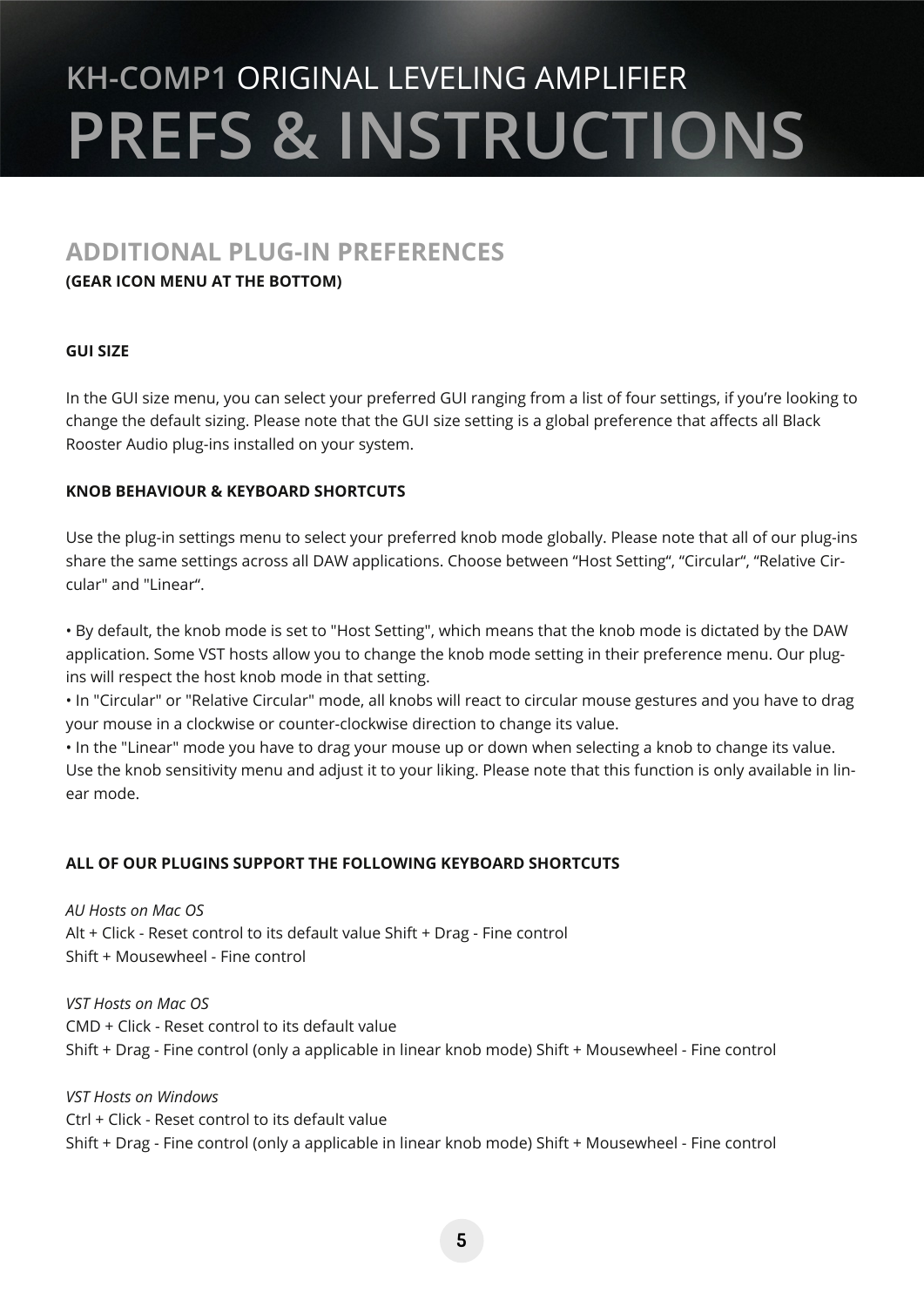# KH-COMP1 ORIGINAL LEVELING AMPLIFIER
# PREFS & INSTRUCTIONS

## ADDITIONAL PLUG-IN PREFERENCES

**(GEAR ICON MENU AT THE BOTTOM)**

**GUI SIZE**

In the GUI size menu, you can select your preferred GUI ranging from a list of four settings, if you're looking to change the default sizing. Please note that the GUI size setting is a global preference that affects all Black Rooster Audio plug-ins installed on your system.

**KNOB BEHAVIOUR & KEYBOARD SHORTCUTS**

Use the plug-in settings menu to select your preferred knob mode globally. Please note that all of our plug-ins share the same settings across all DAW applications. Choose between "Host Setting", "Circular", "Relative Circular" and "Linear".

• By default, the knob mode is set to "Host Setting", which means that the knob mode is dictated by the DAW application. Some VST hosts allow you to change the knob mode setting in their preference menu. Our plug-ins will respect the host knob mode in that setting.
• In "Circular" or "Relative Circular" mode, all knobs will react to circular mouse gestures and you have to drag your mouse in a clockwise or counter-clockwise direction to change its value.
• In the "Linear" mode you have to drag your mouse up or down when selecting a knob to change its value. Use the knob sensitivity menu and adjust it to your liking. Please note that this function is only available in linear mode.

**ALL OF OUR PLUGINS SUPPORT THE FOLLOWING KEYBOARD SHORTCUTS**

*AU Hosts on Mac OS*
Alt + Click - Reset control to its default value Shift + Drag - Fine control
Shift + Mousewheel - Fine control

*VST Hosts on Mac OS*
CMD + Click - Reset control to its default value
Shift + Drag - Fine control (only a applicable in linear knob mode) Shift + Mousewheel - Fine control

*VST Hosts on Windows*
Ctrl + Click - Reset control to its default value
Shift + Drag - Fine control (only a applicable in linear knob mode) Shift + Mousewheel - Fine control